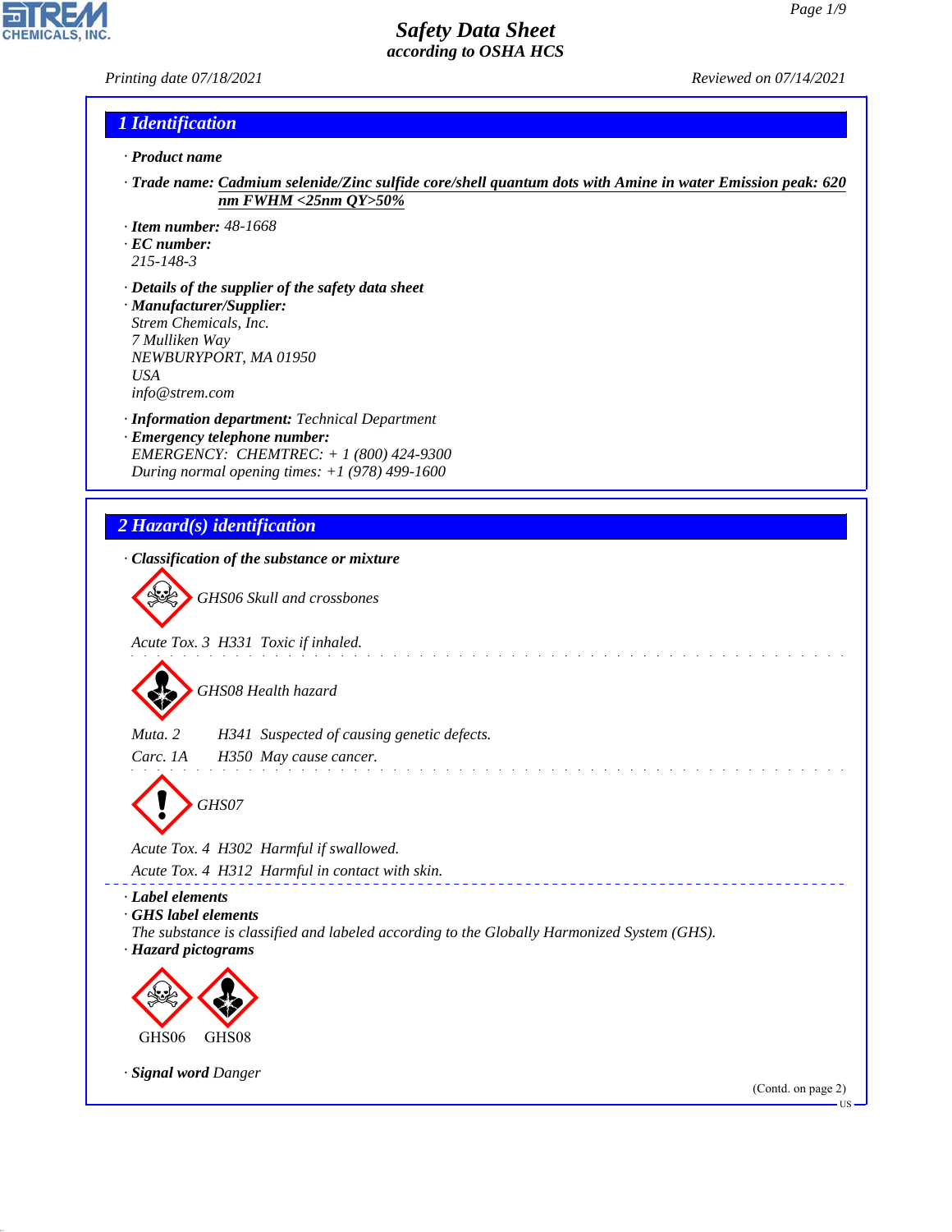# Safety Data Sheet
*according to OSHA HCS*

Printing date 07/18/2021 | Reviewed on 07/14/2021

## 1 Identification

· **Product name**

· **Trade name:** Cadmium selenide/Zinc sulfide core/shell quantum dots with Amine in water Emission peak: 620 nm FWHM <25nm QY>50%

· **Item number:** 48-1668
· **EC number:**
215-148-3

· **Details of the supplier of the safety data sheet**
· **Manufacturer/Supplier:**
Strem Chemicals, Inc.
7 Mulliken Way
NEWBURYPORT, MA 01950
USA
info@strem.com

· **Information department:** Technical Department
· **Emergency telephone number:**
EMERGENCY: CHEMTREC: + 1 (800) 424-9300
During normal opening times: +1 (978) 499-1600

## 2 Hazard(s) identification

· **Classification of the substance or mixture**

GHS06 Skull and crossbones

Acute Tox. 3 H331 Toxic if inhaled.

GHS08 Health hazard

Muta. 2 H341 Suspected of causing genetic defects.
Carc. 1A H350 May cause cancer.

GHS07

Acute Tox. 4 H302 Harmful if swallowed.
Acute Tox. 4 H312 Harmful in contact with skin.

· **Label elements**
· **GHS label elements**
The substance is classified and labeled according to the Globally Harmonized System (GHS).
· **Hazard pictograms**

GHS06 GHS08

· **Signal word** Danger

(Contd. on page 2)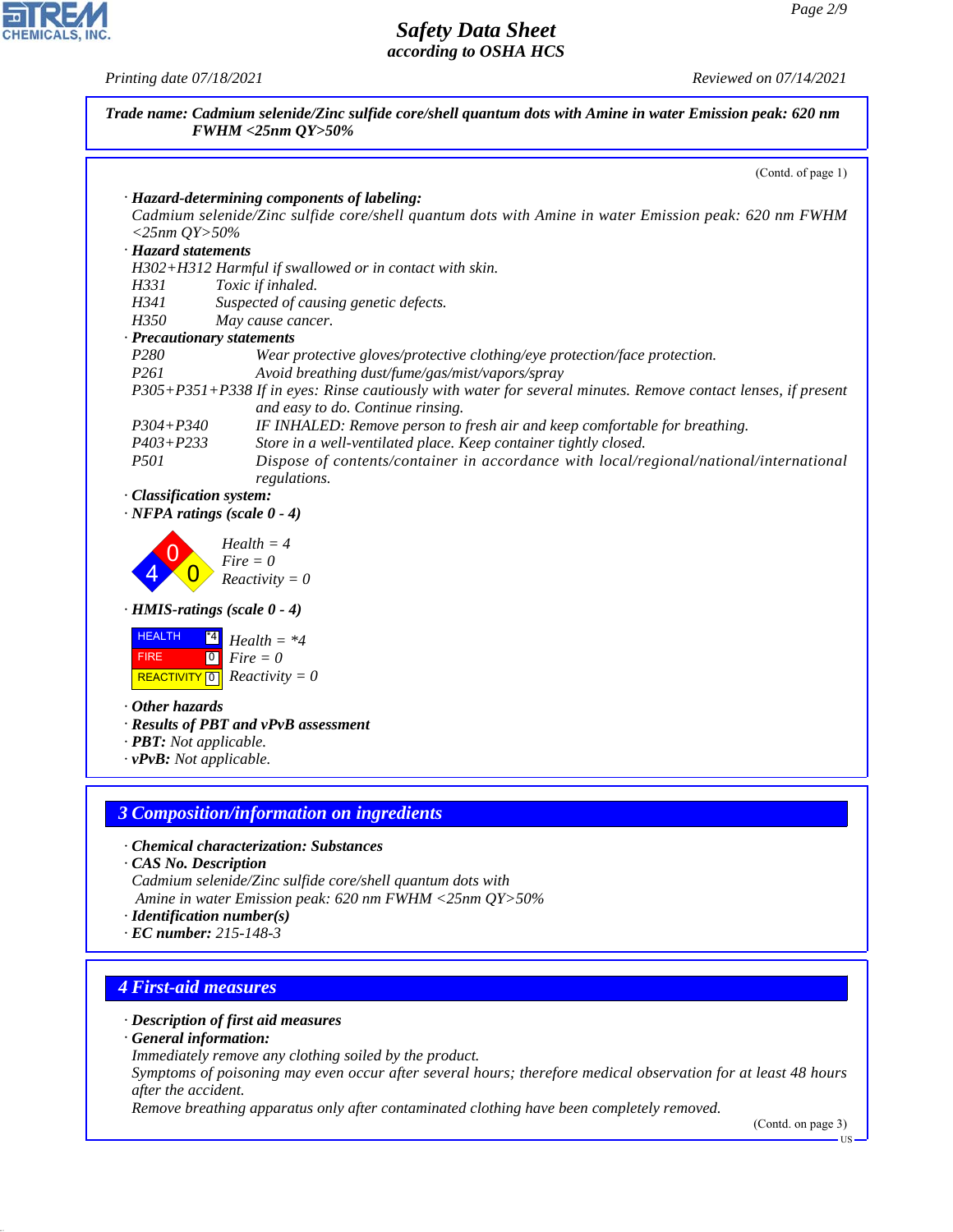**Trade name: Cadmium selenide/Zinc sulfide core/shell quantum dots with Amine in water Emission peak: 620 nm FWHM <25nm QY>50%**

(Contd. of page 1)

· **Hazard-determining components of labeling:**
Cadmium selenide/Zinc sulfide core/shell quantum dots with Amine in water Emission peak: 620 nm FWHM <25nm QY>50%

· **Hazard statements**
H302+H312 Harmful if swallowed or in contact with skin.
H331 Toxic if inhaled.
H341 Suspected of causing genetic defects.
H350 May cause cancer.

· **Precautionary statements**
P280 Wear protective gloves/protective clothing/eye protection/face protection.
P261 Avoid breathing dust/fume/gas/mist/vapors/spray
P305+P351+P338 If in eyes: Rinse cautiously with water for several minutes. Remove contact lenses, if present and easy to do. Continue rinsing.
P304+P340 IF INHALED: Remove person to fresh air and keep comfortable for breathing.
P403+P233 Store in a well-ventilated place. Keep container tightly closed.
P501 Dispose of contents/container in accordance with local/regional/national/international regulations.

· **Classification system:**
· **NFPA ratings (scale 0 - 4)**

Health = 4
Fire = 0
Reactivity = 0

· **HMIS-ratings (scale 0 - 4)**

| HEALTH | *4 | Health = *4 |
|---|---|---|
| FIRE | 0 | Fire = 0 |
| REACTIVITY | 0 | Reactivity = 0 |

· **Other hazards**
· **Results of PBT and vPvB assessment**
· **PBT:** Not applicable.
· **vPvB:** Not applicable.

## 3 Composition/information on ingredients

· **Chemical characterization: Substances**
· **CAS No. Description**
Cadmium selenide/Zinc sulfide core/shell quantum dots with Amine in water Emission peak: 620 nm FWHM <25nm QY>50%
· **Identification number(s)**
· **EC number:** 215-148-3

## 4 First-aid measures

· **Description of first aid measures**
· **General information:**
Immediately remove any clothing soiled by the product.
Symptoms of poisoning may even occur after several hours; therefore medical observation for at least 48 hours after the accident.
Remove breathing apparatus only after contaminated clothing have been completely removed.

(Contd. on page 3)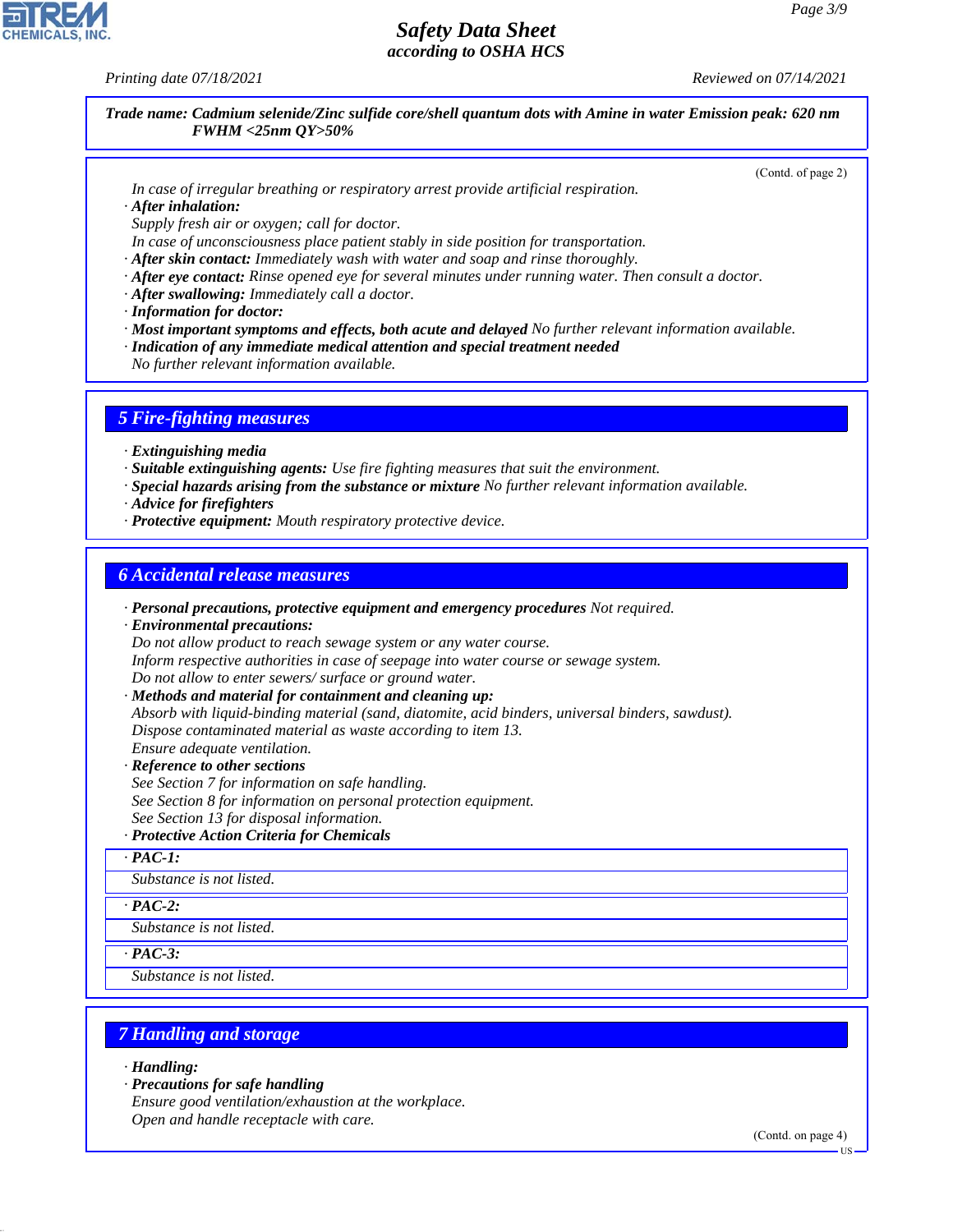**Trade name: Cadmium selenide/Zinc sulfide core/shell quantum dots with Amine in water Emission peak: 620 nm FWHM <25nm QY>50%**

(Contd. of page 2)

In case of irregular breathing or respiratory arrest provide artificial respiration.

· **After inhalation:**
Supply fresh air or oxygen; call for doctor.
In case of unconsciousness place patient stably in side position for transportation.
· **After skin contact:** Immediately wash with water and soap and rinse thoroughly.
· **After eye contact:** Rinse opened eye for several minutes under running water. Then consult a doctor.
· **After swallowing:** Immediately call a doctor.
· **Information for doctor:**
· **Most important symptoms and effects, both acute and delayed** No further relevant information available.
· **Indication of any immediate medical attention and special treatment needed**
No further relevant information available.

## 5 Fire-fighting measures

· **Extinguishing media**
· **Suitable extinguishing agents:** Use fire fighting measures that suit the environment.
· **Special hazards arising from the substance or mixture** No further relevant information available.
· **Advice for firefighters**
· **Protective equipment:** Mouth respiratory protective device.

## 6 Accidental release measures

· **Personal precautions, protective equipment and emergency procedures** Not required.
· **Environmental precautions:**
Do not allow product to reach sewage system or any water course.
Inform respective authorities in case of seepage into water course or sewage system.
Do not allow to enter sewers/ surface or ground water.
· **Methods and material for containment and cleaning up:**
Absorb with liquid-binding material (sand, diatomite, acid binders, universal binders, sawdust).
Dispose contaminated material as waste according to item 13.
Ensure adequate ventilation.
· **Reference to other sections**
See Section 7 for information on safe handling.
See Section 8 for information on personal protection equipment.
See Section 13 for disposal information.
· **Protective Action Criteria for Chemicals**

· **PAC-1:**
Substance is not listed.

· **PAC-2:**
Substance is not listed.

· **PAC-3:**
Substance is not listed.

## 7 Handling and storage

· **Handling:**
· **Precautions for safe handling**
Ensure good ventilation/exhaustion at the workplace.
Open and handle receptacle with care.

(Contd. on page 4)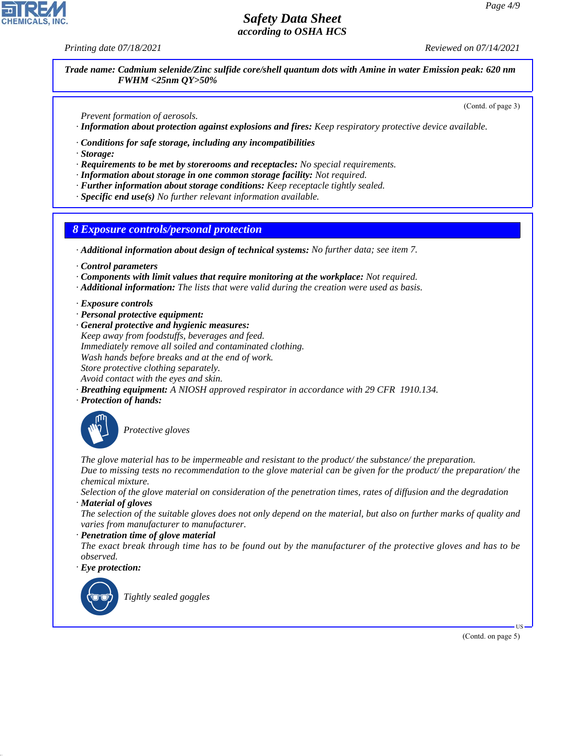**Trade name: Cadmium selenide/Zinc sulfide core/shell quantum dots with Amine in water Emission peak: 620 nm FWHM <25nm QY>50%**

(Contd. of page 3)

Prevent formation of aerosols.

· **Information about protection against explosions and fires:** Keep respiratory protective device available.

· **Conditions for safe storage, including any incompatibilities**
· **Storage:**
· **Requirements to be met by storerooms and receptacles:** No special requirements.
· **Information about storage in one common storage facility:** Not required.
· **Further information about storage conditions:** Keep receptacle tightly sealed.
· **Specific end use(s)** No further relevant information available.

## 8 Exposure controls/personal protection

· **Additional information about design of technical systems:** No further data; see item 7.

· **Control parameters**
· **Components with limit values that require monitoring at the workplace:** Not required.
· **Additional information:** The lists that were valid during the creation were used as basis.

· **Exposure controls**
· **Personal protective equipment:**
· **General protective and hygienic measures:**
Keep away from foodstuffs, beverages and feed.
Immediately remove all soiled and contaminated clothing.
Wash hands before breaks and at the end of work.
Store protective clothing separately.
Avoid contact with the eyes and skin.
· **Breathing equipment:** A NIOSH approved respirator in accordance with 29 CFR 1910.134.
· **Protection of hands:**

Protective gloves

The glove material has to be impermeable and resistant to the product/ the substance/ the preparation.
Due to missing tests no recommendation to the glove material can be given for the product/ the preparation/ the chemical mixture.
Selection of the glove material on consideration of the penetration times, rates of diffusion and the degradation
· **Material of gloves**
The selection of the suitable gloves does not only depend on the material, but also on further marks of quality and varies from manufacturer to manufacturer.
· **Penetration time of glove material**
The exact break through time has to be found out by the manufacturer of the protective gloves and has to be observed.
· **Eye protection:**

Tightly sealed goggles

(Contd. on page 5)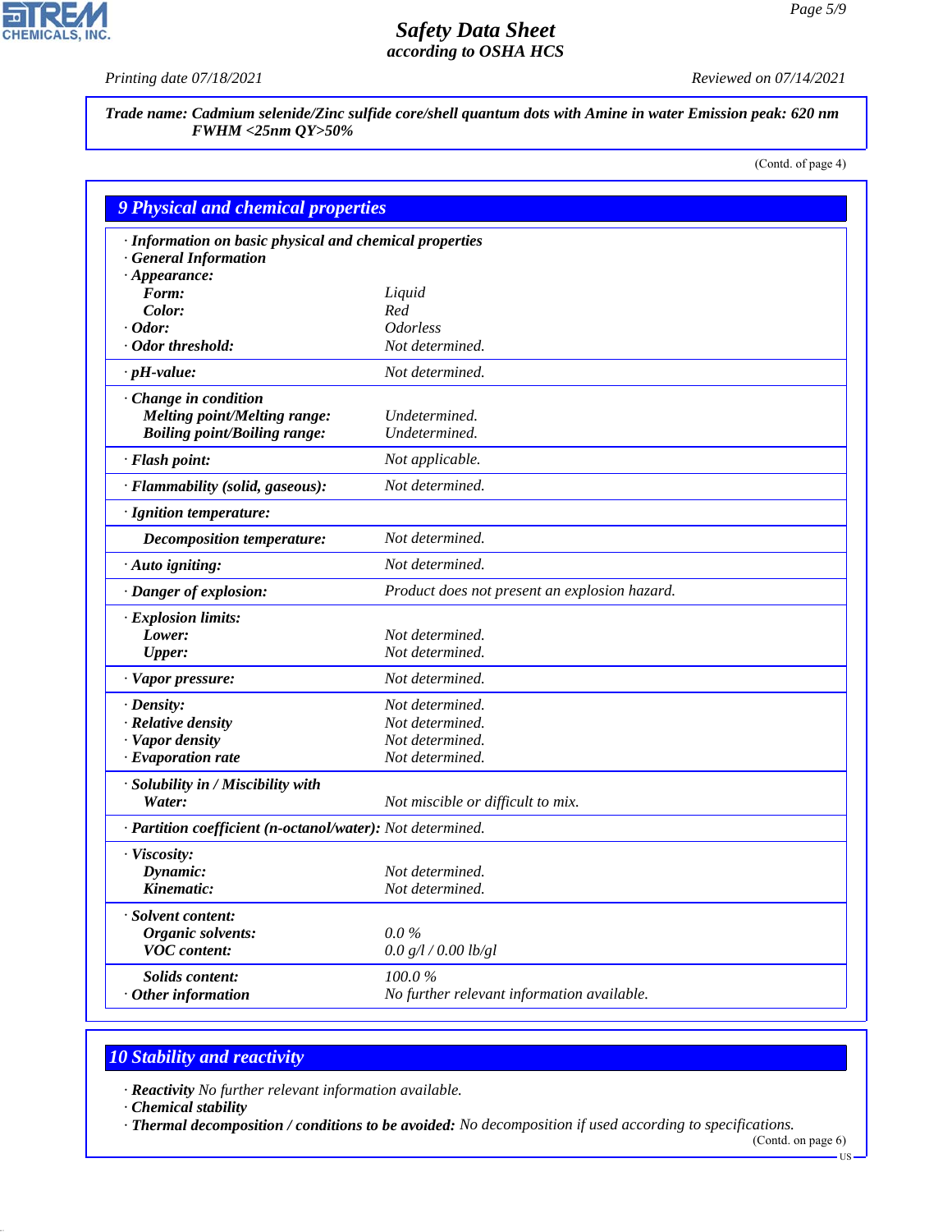**Trade name: Cadmium selenide/Zinc sulfide core/shell quantum dots with Amine in water Emission peak: 620 nm FWHM <25nm QY>50%**

(Contd. of page 4)

## 9 Physical and chemical properties

· **Information on basic physical and chemical properties**
· **General Information**
· **Appearance:**

| | |
|---|---|
| **Form:** | Liquid |
| **Color:** | Red |
| · **Odor:** | Odorless |
| · **Odor threshold:** | Not determined. |
| · **pH-value:** | Not determined. |
| · **Change in condition** | |
| **Melting point/Melting range:** | Undetermined. |
| **Boiling point/Boiling range:** | Undetermined. |
| · **Flash point:** | Not applicable. |
| · **Flammability (solid, gaseous):** | Not determined. |
| · **Ignition temperature:** | |
| **Decomposition temperature:** | Not determined. |
| · **Auto igniting:** | Not determined. |
| · **Danger of explosion:** | Product does not present an explosion hazard. |
| · **Explosion limits:** | |
| **Lower:** | Not determined. |
| **Upper:** | Not determined. |
| · **Vapor pressure:** | Not determined. |
| · **Density:** | Not determined. |
| · **Relative density** | Not determined. |
| · **Vapor density** | Not determined. |
| · **Evaporation rate** | Not determined. |
| · **Solubility in / Miscibility with** | |
| **Water:** | Not miscible or difficult to mix. |
| · **Partition coefficient (n-octanol/water):** | Not determined. |
| · **Viscosity:** | |
| **Dynamic:** | Not determined. |
| **Kinematic:** | Not determined. |
| · **Solvent content:** | |
| **Organic solvents:** | 0.0 % |
| **VOC content:** | 0.0 g/l / 0.00 lb/gl |
| **Solids content:** | 100.0 % |
| · **Other information** | No further relevant information available. |

## 10 Stability and reactivity

· **Reactivity** No further relevant information available.
· **Chemical stability**
· **Thermal decomposition / conditions to be avoided:** No decomposition if used according to specifications.

(Contd. on page 6)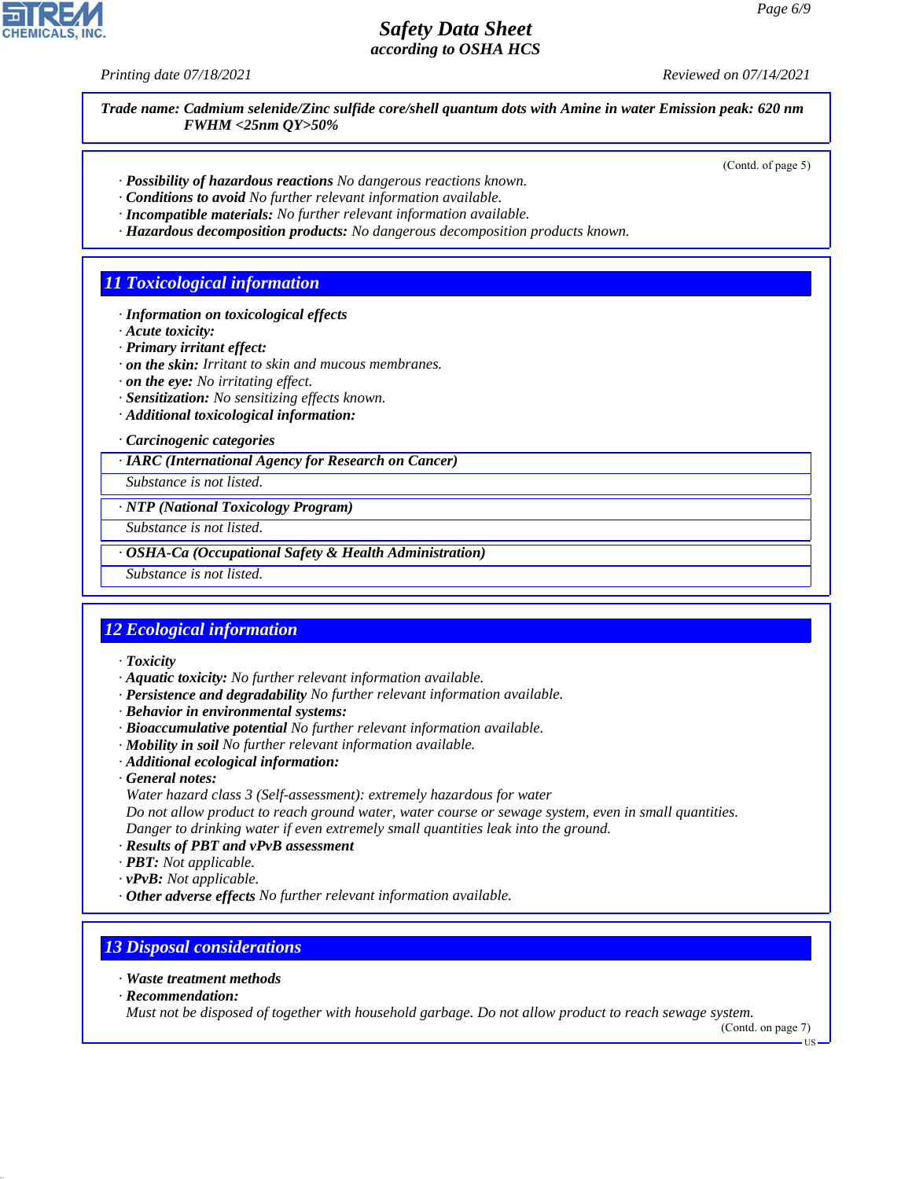*Trade name: Cadmium selenide/Zinc sulfide core/shell quantum dots with Amine in water Emission peak: 620 nm FWHM <25nm QY>50%*

(Contd. of page 5)

· **Possibility of hazardous reactions** No dangerous reactions known.
· **Conditions to avoid** No further relevant information available.
· **Incompatible materials:** No further relevant information available.
· **Hazardous decomposition products:** No dangerous decomposition products known.

## 11 Toxicological information

· **Information on toxicological effects**
· **Acute toxicity:**
· **Primary irritant effect:**
· **on the skin:** Irritant to skin and mucous membranes.
· **on the eye:** No irritating effect.
· **Sensitization:** No sensitizing effects known.
· **Additional toxicological information:**

· **Carcinogenic categories**

· **IARC (International Agency for Research on Cancer)**

Substance is not listed.

· **NTP (National Toxicology Program)**

Substance is not listed.

· **OSHA-Ca (Occupational Safety & Health Administration)**

Substance is not listed.

## 12 Ecological information

· **Toxicity**
· **Aquatic toxicity:** No further relevant information available.
· **Persistence and degradability** No further relevant information available.
· **Behavior in environmental systems:**
· **Bioaccumulative potential** No further relevant information available.
· **Mobility in soil** No further relevant information available.
· **Additional ecological information:**
· **General notes:**
Water hazard class 3 (Self-assessment): extremely hazardous for water
Do not allow product to reach ground water, water course or sewage system, even in small quantities.
Danger to drinking water if even extremely small quantities leak into the ground.
· **Results of PBT and vPvB assessment**
· **PBT:** Not applicable.
· **vPvB:** Not applicable.
· **Other adverse effects** No further relevant information available.

## 13 Disposal considerations

· **Waste treatment methods**
· **Recommendation:**
Must not be disposed of together with household garbage. Do not allow product to reach sewage system.

(Contd. on page 7)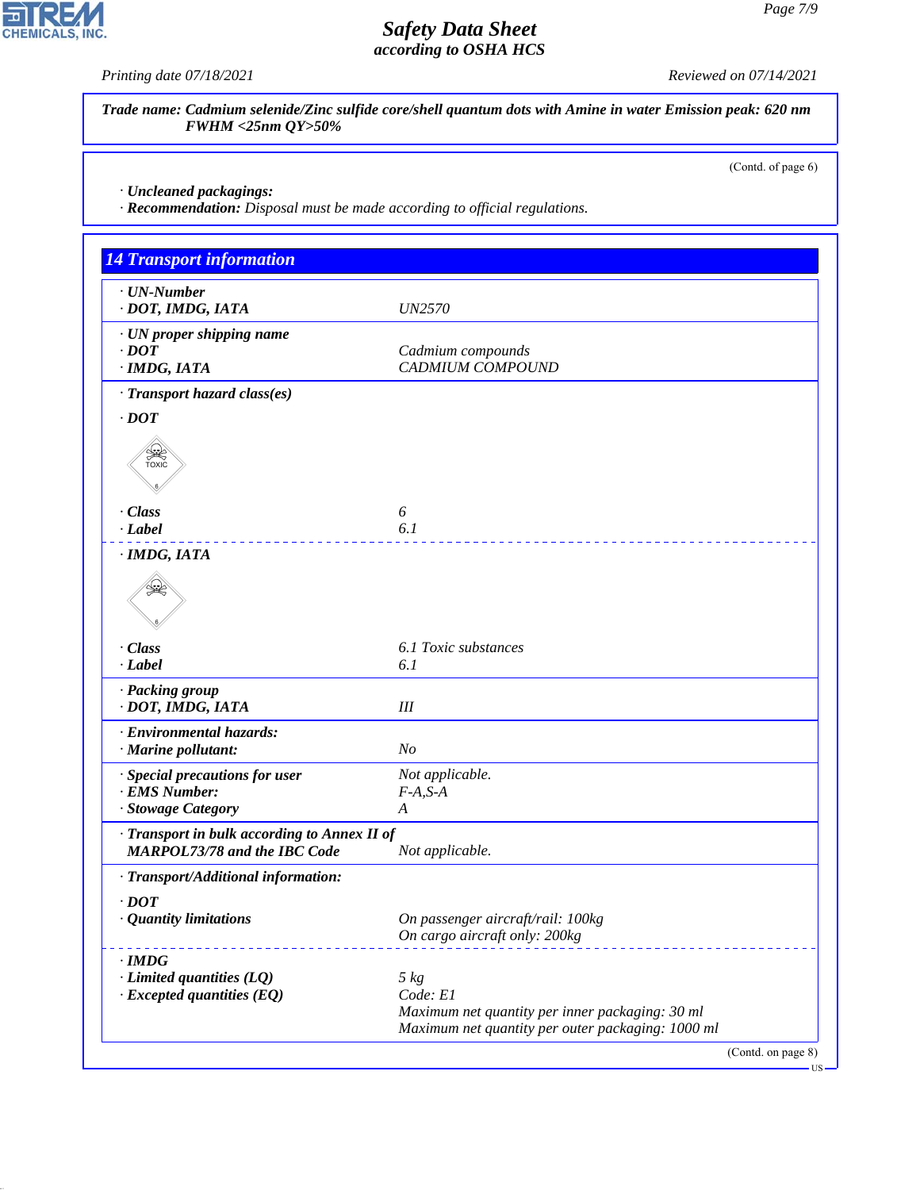**Trade name: Cadmium selenide/Zinc sulfide core/shell quantum dots with Amine in water Emission peak: 620 nm FWHM <25nm QY>50%**

(Contd. of page 6)

· **Uncleaned packagings:**
· **Recommendation:** Disposal must be made according to official regulations.

## 14 Transport information

· **UN-Number**
· **DOT, IMDG, IATA** UN2570

· **UN proper shipping name**
· **DOT** Cadmium compounds
· **IMDG, IATA** CADMIUM COMPOUND

· **Transport hazard class(es)**

· **DOT**

· **Class** 6
· **Label** 6.1

· **IMDG, IATA**

· **Class** 6.1 Toxic substances
· **Label** 6.1

· **Packing group**
· **DOT, IMDG, IATA** III

· **Environmental hazards:**
· **Marine pollutant:** No

· **Special precautions for user** Not applicable.
· **EMS Number:** F-A,S-A
· **Stowage Category** A

· **Transport in bulk according to Annex II of MARPOL73/78 and the IBC Code** Not applicable.

· **Transport/Additional information:**

· **DOT**
· **Quantity limitations** On passenger aircraft/rail: 100kg
On cargo aircraft only: 200kg

· **IMDG**
· **Limited quantities (LQ)** 5 kg
· **Excepted quantities (EQ)** Code: E1
Maximum net quantity per inner packaging: 30 ml
Maximum net quantity per outer packaging: 1000 ml

(Contd. on page 8)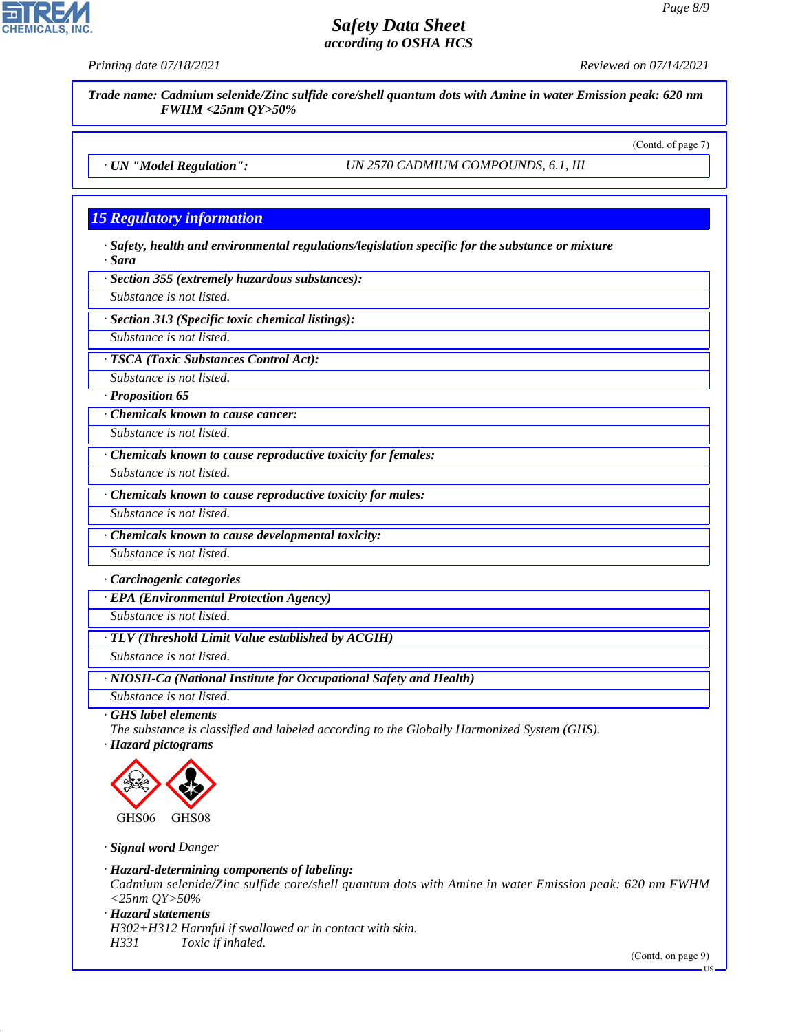Trade name: *Cadmium selenide/Zinc sulfide core/shell quantum dots with Amine in water Emission peak: 620 nm FWHM <25nm QY>50%*

(Contd. of page 7)

· **UN "Model Regulation":** UN 2570 CADMIUM COMPOUNDS, 6.1, III

## 15 Regulatory information

· **Safety, health and environmental regulations/legislation specific for the substance or mixture**

· **Sara**

· **Section 355 (extremely hazardous substances):**
Substance is not listed.

· **Section 313 (Specific toxic chemical listings):**
Substance is not listed.

· **TSCA (Toxic Substances Control Act):**
Substance is not listed.

· **Proposition 65**

· **Chemicals known to cause cancer:**
Substance is not listed.

· **Chemicals known to cause reproductive toxicity for females:**
Substance is not listed.

· **Chemicals known to cause reproductive toxicity for males:**
Substance is not listed.

· **Chemicals known to cause developmental toxicity:**
Substance is not listed.

· **Carcinogenic categories**

· **EPA (Environmental Protection Agency)**
Substance is not listed.

· **TLV (Threshold Limit Value established by ACGIH)**
Substance is not listed.

· **NIOSH-Ca (National Institute for Occupational Safety and Health)**
Substance is not listed.

· **GHS label elements**
The substance is classified and labeled according to the Globally Harmonized System (GHS).

· **Hazard pictograms**

GHS06 GHS08

· **Signal word** Danger

· **Hazard-determining components of labeling:**
Cadmium selenide/Zinc sulfide core/shell quantum dots with Amine in water Emission peak: 620 nm FWHM <25nm QY>50%

· **Hazard statements**
H302+H312 Harmful if swallowed or in contact with skin.
H331 Toxic if inhaled.

(Contd. on page 9)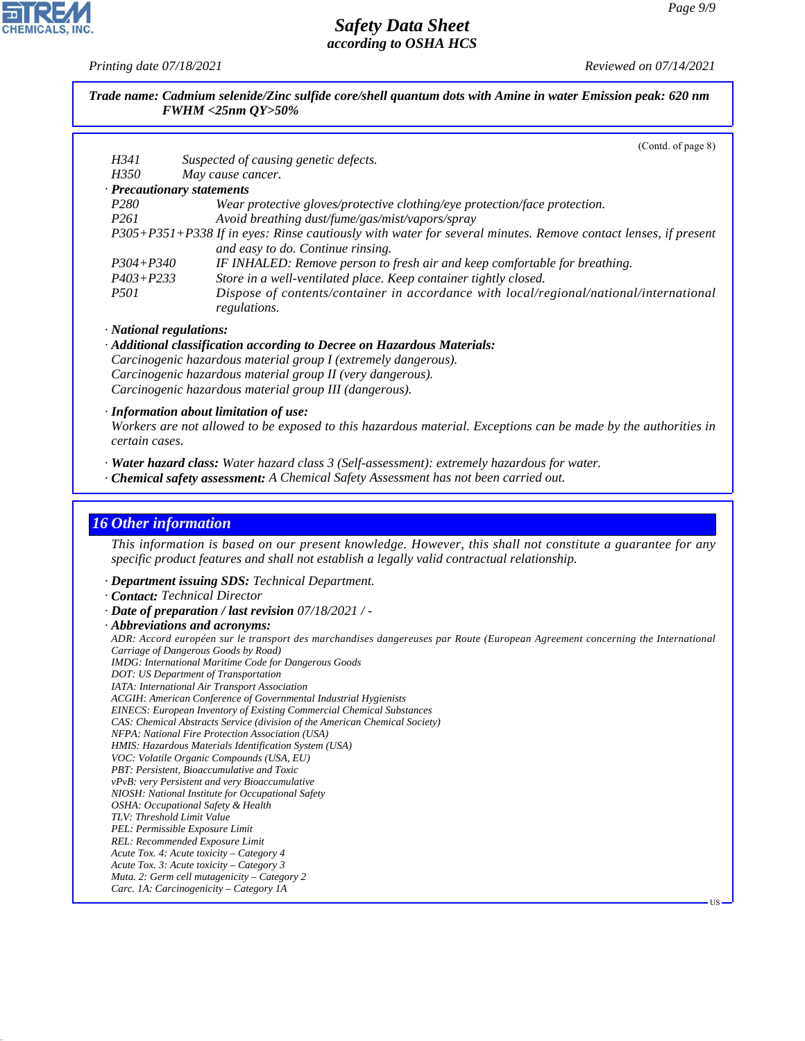*Trade name: Cadmium selenide/Zinc sulfide core/shell quantum dots with Amine in water Emission peak: 620 nm FWHM <25nm QY>50%*

(Contd. of page 8)

H341 Suspected of causing genetic defects.
H350 May cause cancer.

· **Precautionary statements**

P280 Wear protective gloves/protective clothing/eye protection/face protection.
P261 Avoid breathing dust/fume/gas/mist/vapors/spray
P305+P351+P338 If in eyes: Rinse cautiously with water for several minutes. Remove contact lenses, if present and easy to do. Continue rinsing.
P304+P340 IF INHALED: Remove person to fresh air and keep comfortable for breathing.
P403+P233 Store in a well-ventilated place. Keep container tightly closed.
P501 Dispose of contents/container in accordance with local/regional/national/international regulations.

· **National regulations:**

· **Additional classification according to Decree on Hazardous Materials:**

Carcinogenic hazardous material group I (extremely dangerous).
Carcinogenic hazardous material group II (very dangerous).
Carcinogenic hazardous material group III (dangerous).

· **Information about limitation of use:**

Workers are not allowed to be exposed to this hazardous material. Exceptions can be made by the authorities in certain cases.

· **Water hazard class:** Water hazard class 3 (Self-assessment): extremely hazardous for water.
· **Chemical safety assessment:** A Chemical Safety Assessment has not been carried out.

## 16 Other information

This information is based on our present knowledge. However, this shall not constitute a guarantee for any specific product features and shall not establish a legally valid contractual relationship.

· **Department issuing SDS:** Technical Department.
· **Contact:** Technical Director
· **Date of preparation / last revision** 07/18/2021 / -
· **Abbreviations and acronyms:**

ADR: Accord européen sur le transport des marchandises dangereuses par Route (European Agreement concerning the International Carriage of Dangerous Goods by Road)
IMDG: International Maritime Code for Dangerous Goods
DOT: US Department of Transportation
IATA: International Air Transport Association
ACGIH: American Conference of Governmental Industrial Hygienists
EINECS: European Inventory of Existing Commercial Chemical Substances
CAS: Chemical Abstracts Service (division of the American Chemical Society)
NFPA: National Fire Protection Association (USA)
HMIS: Hazardous Materials Identification System (USA)
VOC: Volatile Organic Compounds (USA, EU)
PBT: Persistent, Bioaccumulative and Toxic
vPvB: very Persistent and very Bioaccumulative
NIOSH: National Institute for Occupational Safety
OSHA: Occupational Safety & Health
TLV: Threshold Limit Value
PEL: Permissible Exposure Limit
REL: Recommended Exposure Limit
Acute Tox. 4: Acute toxicity – Category 4
Acute Tox. 3: Acute toxicity – Category 3
Muta. 2: Germ cell mutagenicity – Category 2
Carc. 1A: Carcinogenicity – Category 1A